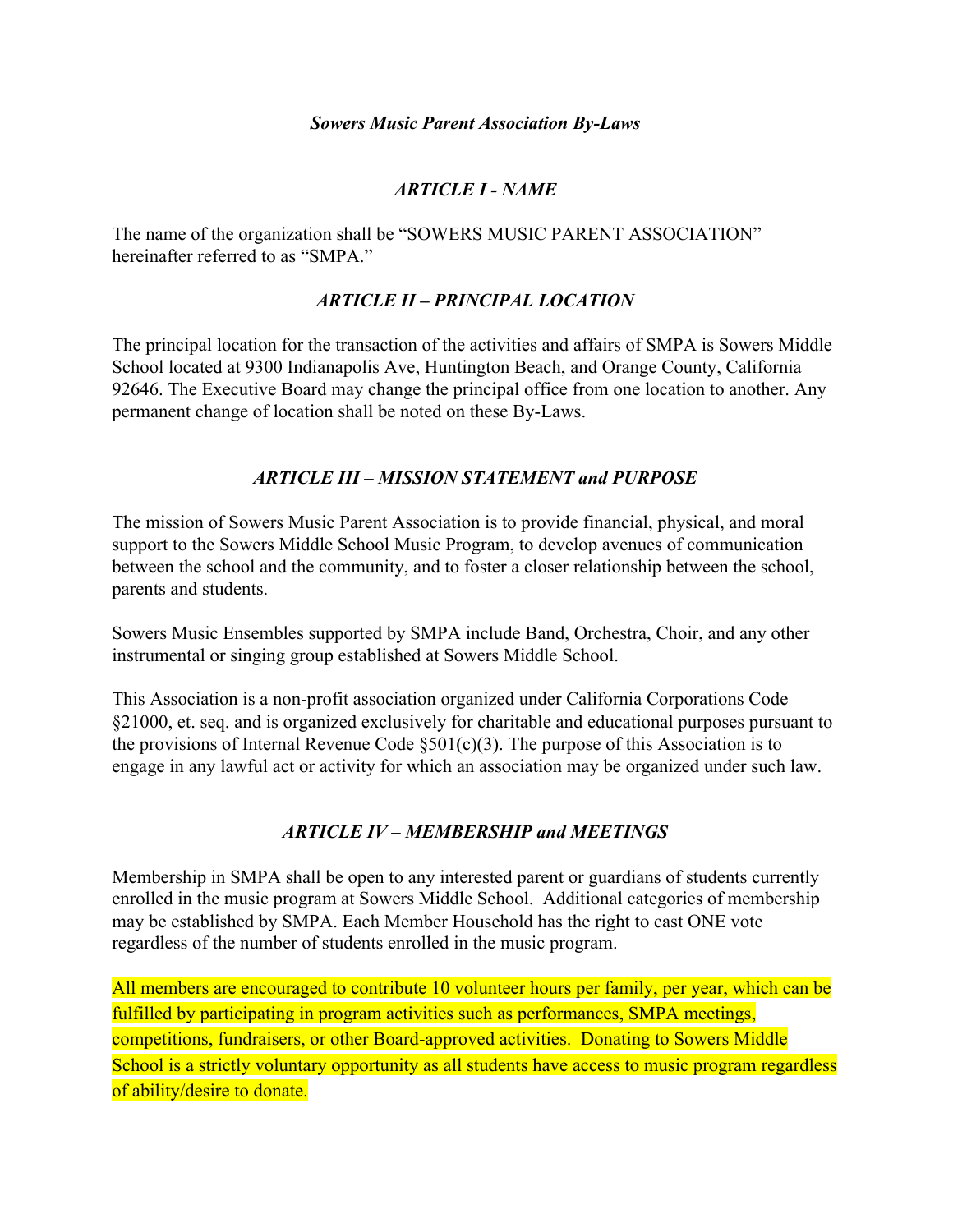# *Sowers Music Parent Association By-Laws*

## *ARTICLE I - NAME*

The name of the organization shall be "SOWERS MUSIC PARENT ASSOCIATION" hereinafter referred to as "SMPA."

## *ARTICLE II – PRINCIPAL LOCATION*

The principal location for the transaction of the activities and affairs of SMPA is Sowers Middle School located at 9300 Indianapolis Ave, Huntington Beach, and Orange County, California 92646. The Executive Board may change the principal office from one location to another. Any permanent change of location shall be noted on these By-Laws.

## *ARTICLE III – MISSION STATEMENT and PURPOSE*

The mission of Sowers Music Parent Association is to provide financial, physical, and moral support to the Sowers Middle School Music Program, to develop avenues of communication between the school and the community, and to foster a closer relationship between the school, parents and students.

Sowers Music Ensembles supported by SMPA include Band, Orchestra, Choir, and any other instrumental or singing group established at Sowers Middle School.

This Association is a non-profit association organized under California Corporations Code §21000, et. seq. and is organized exclusively for charitable and educational purposes pursuant to the provisions of Internal Revenue Code §501(c)(3). The purpose of this Association is to engage in any lawful act or activity for which an association may be organized under such law.

## *ARTICLE IV – MEMBERSHIP and MEETINGS*

Membership in SMPA shall be open to any interested parent or guardians of students currently enrolled in the music program at Sowers Middle School. Additional categories of membership may be established by SMPA. Each Member Household has the right to cast ONE vote regardless of the number of students enrolled in the music program.

All members are encouraged to contribute 10 volunteer hours per family, per year, which can be fulfilled by participating in program activities such as performances, SMPA meetings, competitions, fundraisers, or other Board-approved activities. Donating to Sowers Middle School is a strictly voluntary opportunity as all students have access to music program regardless of ability/desire to donate.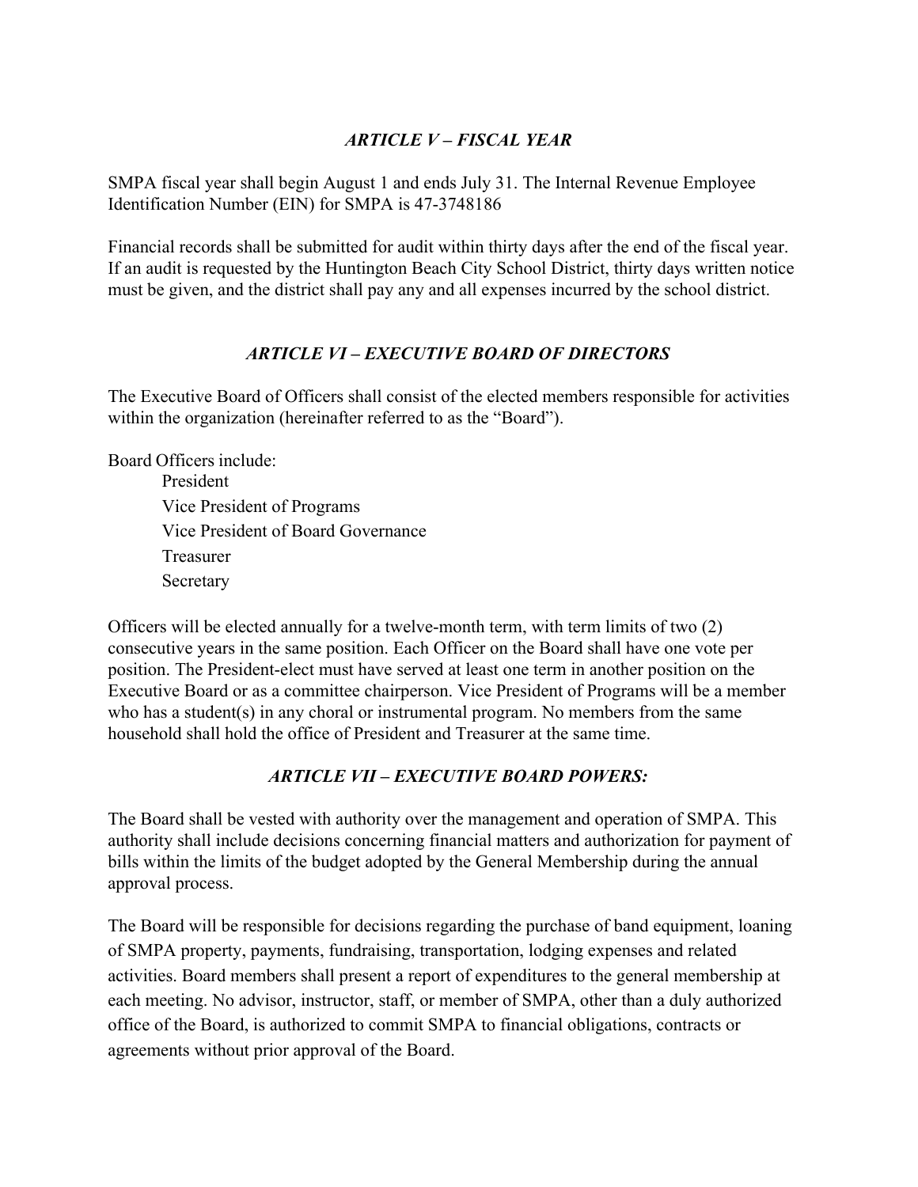### *ARTICLE V – FISCAL YEAR*

SMPA fiscal year shall begin August 1 and ends July 31. The Internal Revenue Employee Identification Number (EIN) for SMPA is 47-3748186

Financial records shall be submitted for audit within thirty days after the end of the fiscal year. If an audit is requested by the Huntington Beach City School District, thirty days written notice must be given, and the district shall pay any and all expenses incurred by the school district.

### *ARTICLE VI – EXECUTIVE BOARD OF DIRECTORS*

The Executive Board of Officers shall consist of the elected members responsible for activities within the organization (hereinafter referred to as the "Board").

Board Officers include:

- President
- Vice President of Programs
- Vice President of Board Governance
- Treasurer
- Secretary

Officers will be elected annually for a twelve-month term, with term limits of two (2) consecutive years in the same position. Each Officer on the Board shall have one vote per position. The President-elect must have served at least one term in another position on the Executive Board or as a committee chairperson. Vice President of Programs will be a member who has a student(s) in any choral or instrumental program. No members from the same household shall hold the office of President and Treasurer at the same time.

### *ARTICLE VII – EXECUTIVE BOARD POWERS:*

The Board shall be vested with authority over the management and operation of SMPA. This authority shall include decisions concerning financial matters and authorization for payment of bills within the limits of the budget adopted by the General Membership during the annual approval process.

The Board will be responsible for decisions regarding the purchase of band equipment, loaning of SMPA property, payments, fundraising, transportation, lodging expenses and related activities. Board members shall present a report of expenditures to the general membership at each meeting. No advisor, instructor, staff, or member of SMPA, other than a duly authorized office of the Board, is authorized to commit SMPA to financial obligations, contracts or agreements without prior approval of the Board.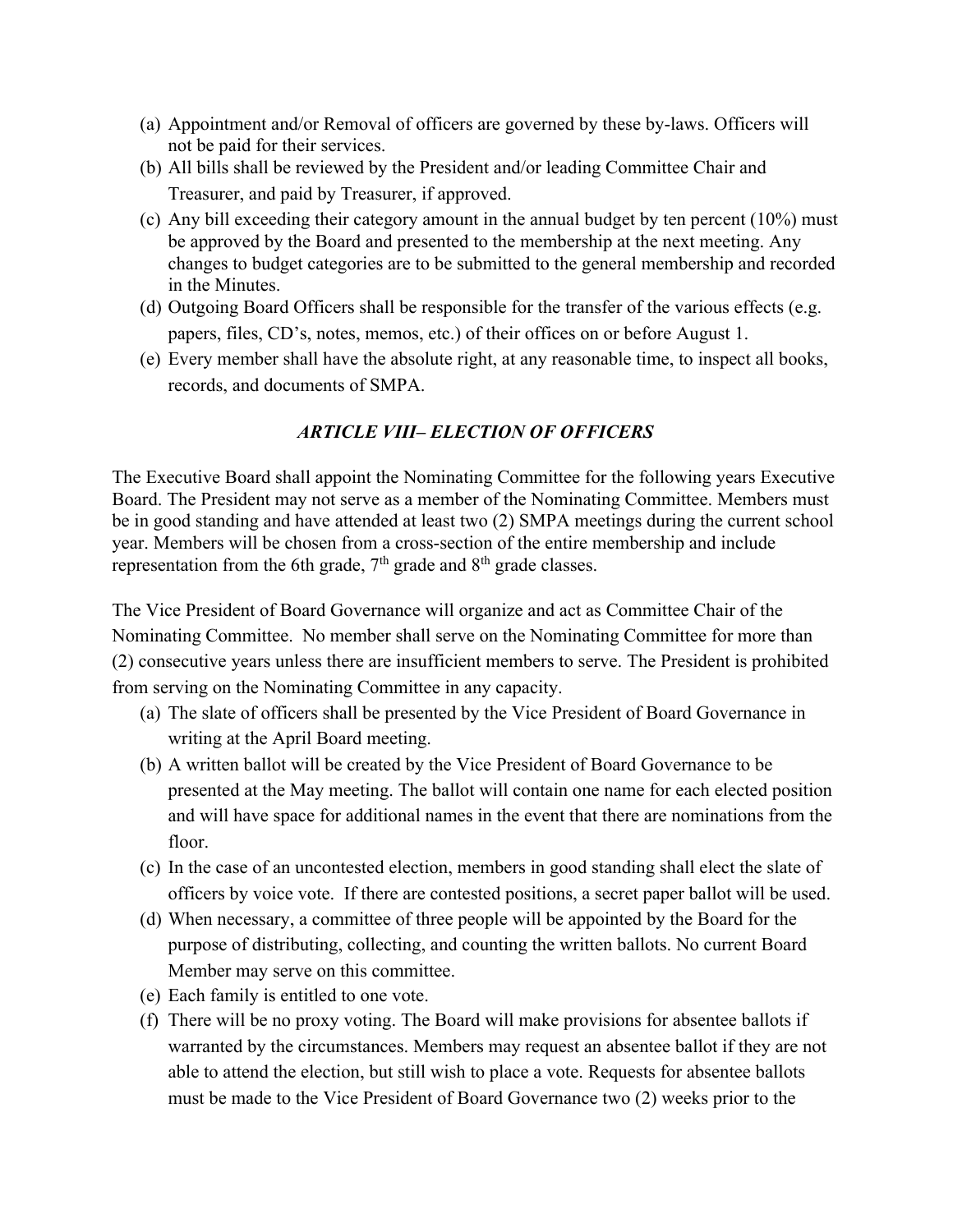(a) Appointment and/or Removal of officers are governed by these by-laws. Officers will not be paid for their services.
(b) All bills shall be reviewed by the President and/or leading Committee Chair and Treasurer, and paid by Treasurer, if approved.
(c) Any bill exceeding their category amount in the annual budget by ten percent (10%) must be approved by the Board and presented to the membership at the next meeting. Any changes to budget categories are to be submitted to the general membership and recorded in the Minutes.
(d) Outgoing Board Officers shall be responsible for the transfer of the various effects (e.g. papers, files, CD's, notes, memos, etc.) of their offices on or before August 1.
(e) Every member shall have the absolute right, at any reasonable time, to inspect all books, records, and documents of SMPA.

### *ARTICLE VIII– ELECTION OF OFFICERS*

The Executive Board shall appoint the Nominating Committee for the following years Executive Board. The President may not serve as a member of the Nominating Committee. Members must be in good standing and have attended at least two (2) SMPA meetings during the current school year. Members will be chosen from a cross-section of the entire membership and include representation from the 6th grade, 7th grade and 8th grade classes.

The Vice President of Board Governance will organize and act as Committee Chair of the Nominating Committee. No member shall serve on the Nominating Committee for more than (2) consecutive years unless there are insufficient members to serve. The President is prohibited from serving on the Nominating Committee in any capacity.

(a) The slate of officers shall be presented by the Vice President of Board Governance in writing at the April Board meeting.
(b) A written ballot will be created by the Vice President of Board Governance to be presented at the May meeting. The ballot will contain one name for each elected position and will have space for additional names in the event that there are nominations from the floor.
(c) In the case of an uncontested election, members in good standing shall elect the slate of officers by voice vote. If there are contested positions, a secret paper ballot will be used.
(d) When necessary, a committee of three people will be appointed by the Board for the purpose of distributing, collecting, and counting the written ballots. No current Board Member may serve on this committee.
(e) Each family is entitled to one vote.
(f) There will be no proxy voting. The Board will make provisions for absentee ballots if warranted by the circumstances. Members may request an absentee ballot if they are not able to attend the election, but still wish to place a vote. Requests for absentee ballots must be made to the Vice President of Board Governance two (2) weeks prior to the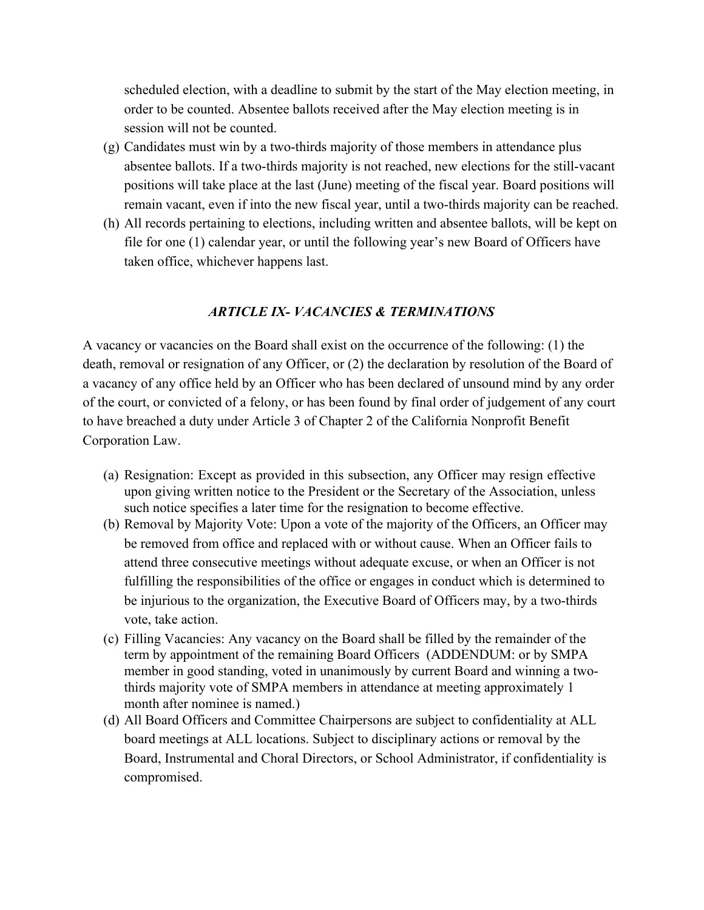scheduled election, with a deadline to submit by the start of the May election meeting, in order to be counted. Absentee ballots received after the May election meeting is in session will not be counted.

(g) Candidates must win by a two-thirds majority of those members in attendance plus absentee ballots. If a two-thirds majority is not reached, new elections for the still-vacant positions will take place at the last (June) meeting of the fiscal year. Board positions will remain vacant, even if into the new fiscal year, until a two-thirds majority can be reached.

(h) All records pertaining to elections, including written and absentee ballots, will be kept on file for one (1) calendar year, or until the following year's new Board of Officers have taken office, whichever happens last.

## *ARTICLE IX- VACANCIES & TERMINATIONS*

A vacancy or vacancies on the Board shall exist on the occurrence of the following: (1) the death, removal or resignation of any Officer, or (2) the declaration by resolution of the Board of a vacancy of any office held by an Officer who has been declared of unsound mind by any order of the court, or convicted of a felony, or has been found by final order of judgement of any court to have breached a duty under Article 3 of Chapter 2 of the California Nonprofit Benefit Corporation Law.

(a) Resignation: Except as provided in this subsection, any Officer may resign effective upon giving written notice to the President or the Secretary of the Association, unless such notice specifies a later time for the resignation to become effective.

(b) Removal by Majority Vote: Upon a vote of the majority of the Officers, an Officer may be removed from office and replaced with or without cause. When an Officer fails to attend three consecutive meetings without adequate excuse, or when an Officer is not fulfilling the responsibilities of the office or engages in conduct which is determined to be injurious to the organization, the Executive Board of Officers may, by a two-thirds vote, take action.

(c) Filling Vacancies: Any vacancy on the Board shall be filled by the remainder of the term by appointment of the remaining Board Officers (ADDENDUM: or by SMPA member in good standing, voted in unanimously by current Board and winning a two-thirds majority vote of SMPA members in attendance at meeting approximately 1 month after nominee is named.)

(d) All Board Officers and Committee Chairpersons are subject to confidentiality at ALL board meetings at ALL locations. Subject to disciplinary actions or removal by the Board, Instrumental and Choral Directors, or School Administrator, if confidentiality is compromised.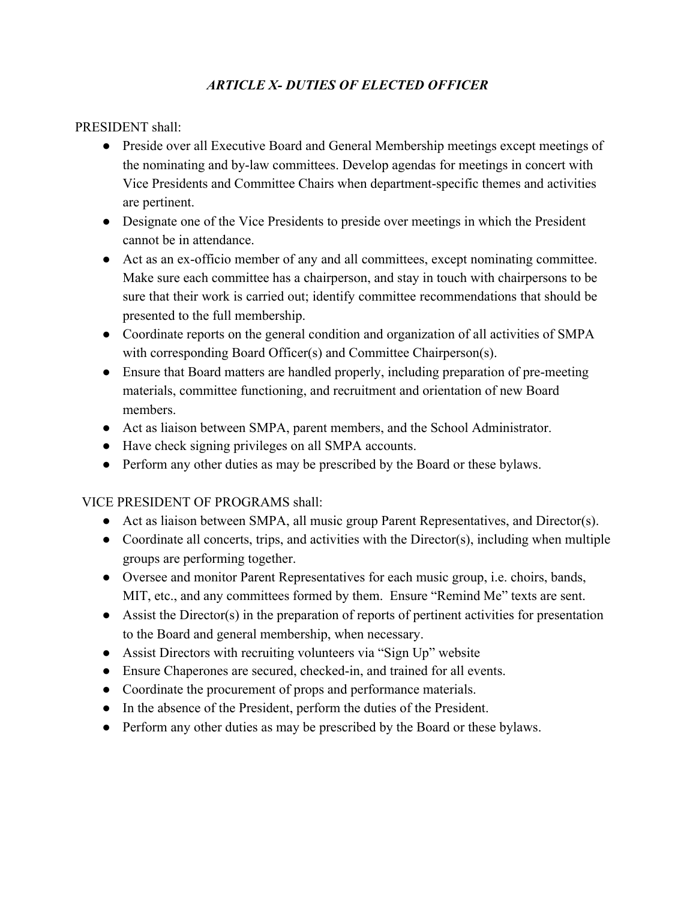## *ARTICLE X- DUTIES OF ELECTED OFFICER*

PRESIDENT shall:

- Preside over all Executive Board and General Membership meetings except meetings of the nominating and by-law committees. Develop agendas for meetings in concert with Vice Presidents and Committee Chairs when department-specific themes and activities are pertinent.
- Designate one of the Vice Presidents to preside over meetings in which the President cannot be in attendance.
- Act as an ex-officio member of any and all committees, except nominating committee. Make sure each committee has a chairperson, and stay in touch with chairpersons to be sure that their work is carried out; identify committee recommendations that should be presented to the full membership.
- Coordinate reports on the general condition and organization of all activities of SMPA with corresponding Board Officer(s) and Committee Chairperson(s).
- Ensure that Board matters are handled properly, including preparation of pre-meeting materials, committee functioning, and recruitment and orientation of new Board members.
- Act as liaison between SMPA, parent members, and the School Administrator.
- Have check signing privileges on all SMPA accounts.
- Perform any other duties as may be prescribed by the Board or these bylaws.

VICE PRESIDENT OF PROGRAMS shall:

- Act as liaison between SMPA, all music group Parent Representatives, and Director(s).
- Coordinate all concerts, trips, and activities with the Director(s), including when multiple groups are performing together.
- Oversee and monitor Parent Representatives for each music group, i.e. choirs, bands, MIT, etc., and any committees formed by them. Ensure "Remind Me" texts are sent.
- Assist the Director(s) in the preparation of reports of pertinent activities for presentation to the Board and general membership, when necessary.
- Assist Directors with recruiting volunteers via "Sign Up" website
- Ensure Chaperones are secured, checked-in, and trained for all events.
- Coordinate the procurement of props and performance materials.
- In the absence of the President, perform the duties of the President.
- Perform any other duties as may be prescribed by the Board or these bylaws.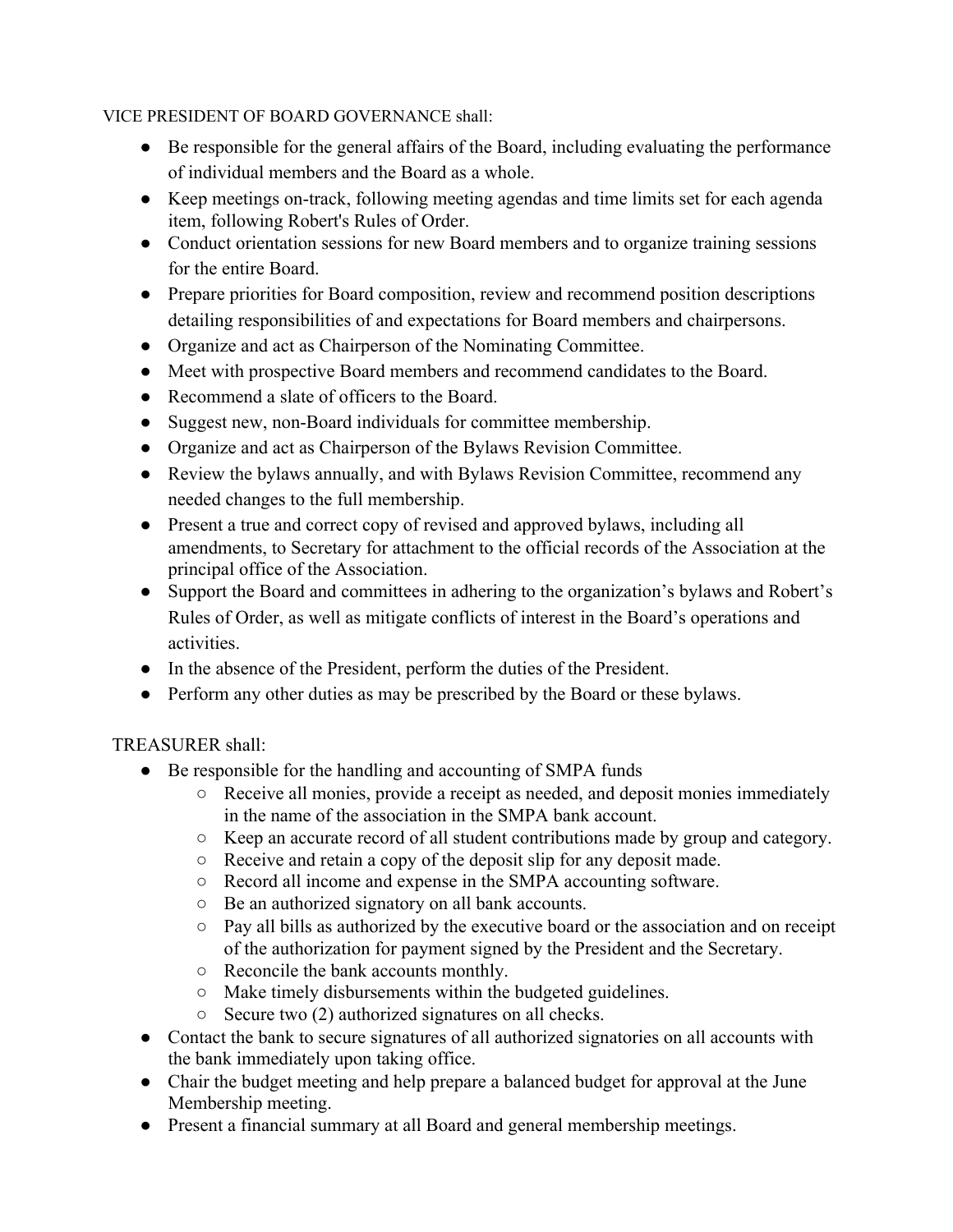VICE PRESIDENT OF BOARD GOVERNANCE shall:

- Be responsible for the general affairs of the Board, including evaluating the performance of individual members and the Board as a whole.
- Keep meetings on-track, following meeting agendas and time limits set for each agenda item, following Robert's Rules of Order.
- Conduct orientation sessions for new Board members and to organize training sessions for the entire Board.
- Prepare priorities for Board composition, review and recommend position descriptions detailing responsibilities of and expectations for Board members and chairpersons.
- Organize and act as Chairperson of the Nominating Committee.
- Meet with prospective Board members and recommend candidates to the Board.
- Recommend a slate of officers to the Board.
- Suggest new, non-Board individuals for committee membership.
- Organize and act as Chairperson of the Bylaws Revision Committee.
- Review the bylaws annually, and with Bylaws Revision Committee, recommend any needed changes to the full membership.
- Present a true and correct copy of revised and approved bylaws, including all amendments, to Secretary for attachment to the official records of the Association at the principal office of the Association.
- Support the Board and committees in adhering to the organization's bylaws and Robert's Rules of Order, as well as mitigate conflicts of interest in the Board's operations and activities.
- In the absence of the President, perform the duties of the President.
- Perform any other duties as may be prescribed by the Board or these bylaws.

TREASURER shall:

- Be responsible for the handling and accounting of SMPA funds
    - Receive all monies, provide a receipt as needed, and deposit monies immediately in the name of the association in the SMPA bank account.
    - Keep an accurate record of all student contributions made by group and category.
    - Receive and retain a copy of the deposit slip for any deposit made.
    - Record all income and expense in the SMPA accounting software.
    - Be an authorized signatory on all bank accounts.
    - Pay all bills as authorized by the executive board or the association and on receipt of the authorization for payment signed by the President and the Secretary.
    - Reconcile the bank accounts monthly.
    - Make timely disbursements within the budgeted guidelines.
    - Secure two (2) authorized signatures on all checks.
- Contact the bank to secure signatures of all authorized signatories on all accounts with the bank immediately upon taking office.
- Chair the budget meeting and help prepare a balanced budget for approval at the June Membership meeting.
- Present a financial summary at all Board and general membership meetings.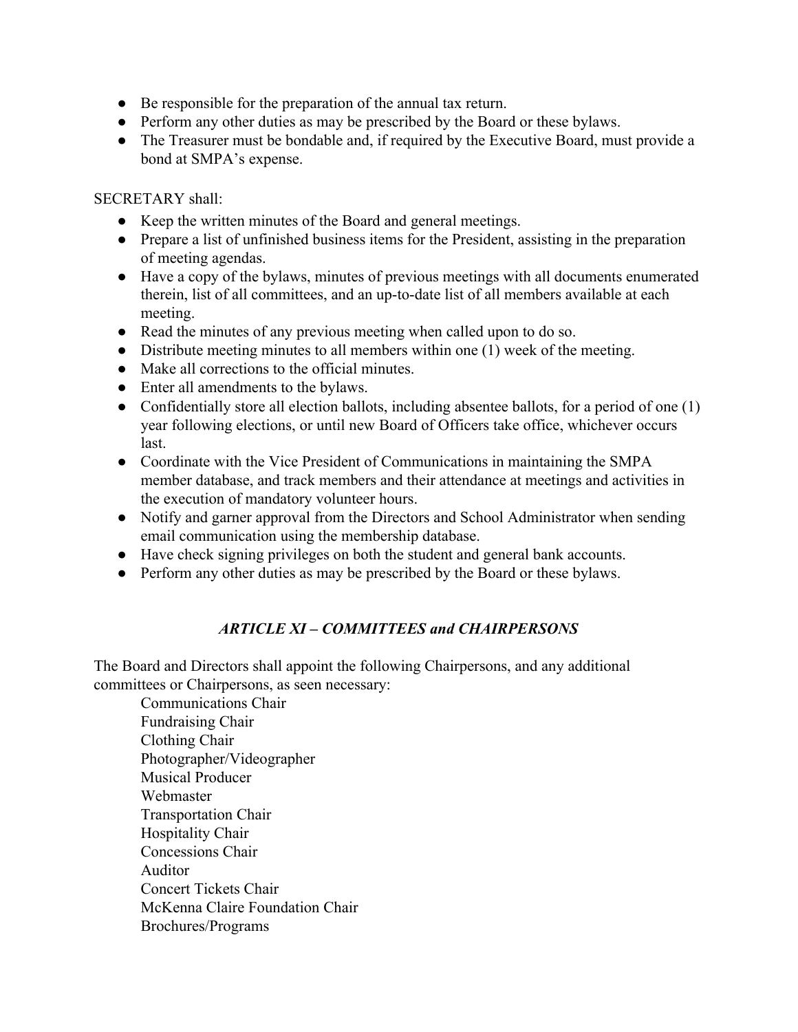- Be responsible for the preparation of the annual tax return.
- Perform any other duties as may be prescribed by the Board or these bylaws.
- The Treasurer must be bondable and, if required by the Executive Board, must provide a bond at SMPA's expense.

SECRETARY shall:

- Keep the written minutes of the Board and general meetings.
- Prepare a list of unfinished business items for the President, assisting in the preparation of meeting agendas.
- Have a copy of the bylaws, minutes of previous meetings with all documents enumerated therein, list of all committees, and an up-to-date list of all members available at each meeting.
- Read the minutes of any previous meeting when called upon to do so.
- Distribute meeting minutes to all members within one (1) week of the meeting.
- Make all corrections to the official minutes.
- Enter all amendments to the bylaws.
- Confidentially store all election ballots, including absentee ballots, for a period of one (1) year following elections, or until new Board of Officers take office, whichever occurs last.
- Coordinate with the Vice President of Communications in maintaining the SMPA member database, and track members and their attendance at meetings and activities in the execution of mandatory volunteer hours.
- Notify and garner approval from the Directors and School Administrator when sending email communication using the membership database.
- Have check signing privileges on both the student and general bank accounts.
- Perform any other duties as may be prescribed by the Board or these bylaws.

## *ARTICLE XI – COMMITTEES and CHAIRPERSONS*

The Board and Directors shall appoint the following Chairpersons, and any additional committees or Chairpersons, as seen necessary:

Communications Chair
Fundraising Chair
Clothing Chair
Photographer/Videographer
Musical Producer
Webmaster
Transportation Chair
Hospitality Chair
Concessions Chair
Auditor
Concert Tickets Chair
McKenna Claire Foundation Chair
Brochures/Programs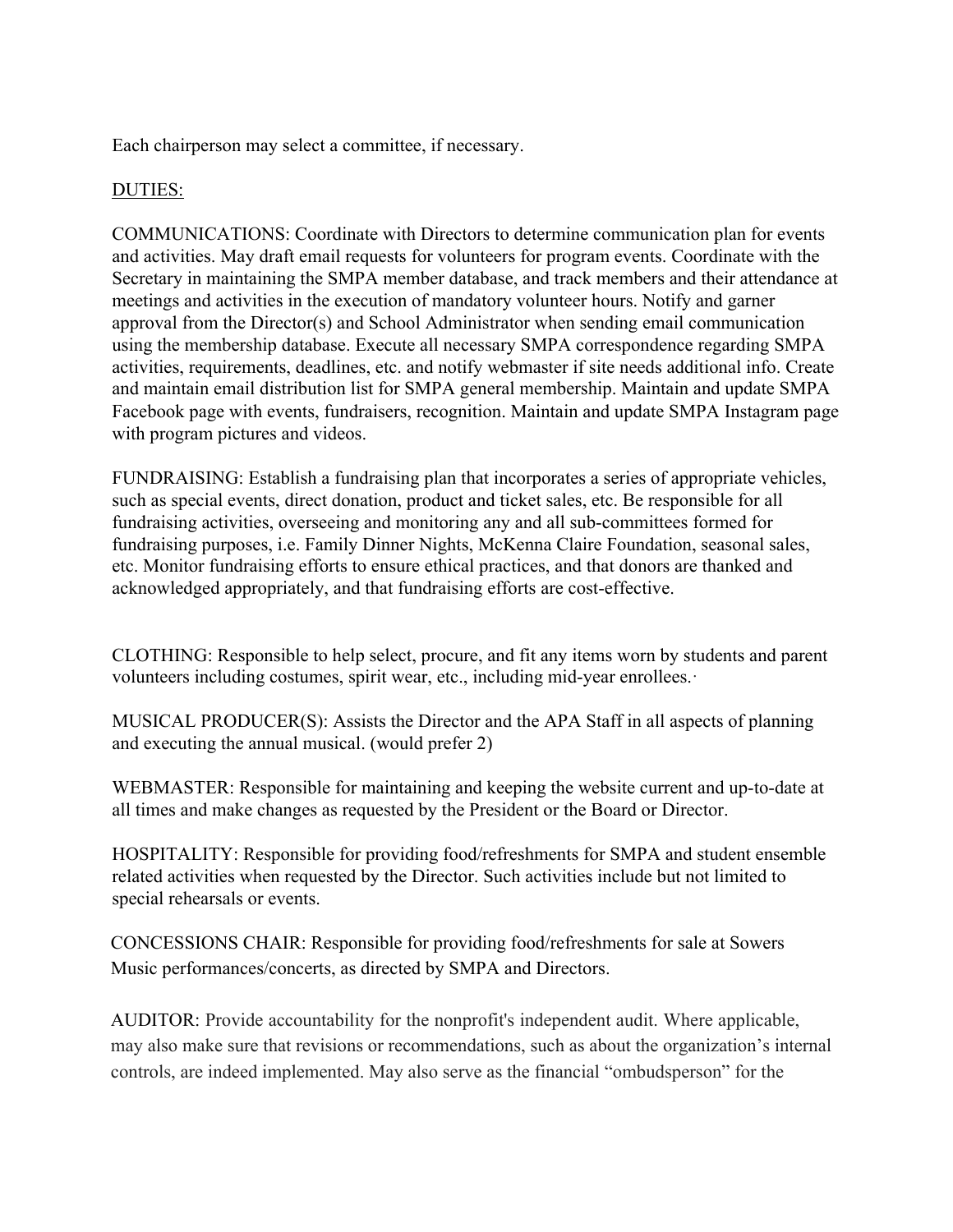Each chairperson may select a committee, if necessary.

DUTIES:

COMMUNICATIONS: Coordinate with Directors to determine communication plan for events and activities. May draft email requests for volunteers for program events. Coordinate with the Secretary in maintaining the SMPA member database, and track members and their attendance at meetings and activities in the execution of mandatory volunteer hours. Notify and garner approval from the Director(s) and School Administrator when sending email communication using the membership database. Execute all necessary SMPA correspondence regarding SMPA activities, requirements, deadlines, etc. and notify webmaster if site needs additional info. Create and maintain email distribution list for SMPA general membership. Maintain and update SMPA Facebook page with events, fundraisers, recognition. Maintain and update SMPA Instagram page with program pictures and videos.

FUNDRAISING: Establish a fundraising plan that incorporates a series of appropriate vehicles, such as special events, direct donation, product and ticket sales, etc. Be responsible for all fundraising activities, overseeing and monitoring any and all sub-committees formed for fundraising purposes, i.e. Family Dinner Nights, McKenna Claire Foundation, seasonal sales, etc. Monitor fundraising efforts to ensure ethical practices, and that donors are thanked and acknowledged appropriately, and that fundraising efforts are cost-effective.

CLOTHING: Responsible to help select, procure, and fit any items worn by students and parent volunteers including costumes, spirit wear, etc., including mid-year enrollees.

MUSICAL PRODUCER(S): Assists the Director and the APA Staff in all aspects of planning and executing the annual musical. (would prefer 2)

WEBMASTER: Responsible for maintaining and keeping the website current and up-to-date at all times and make changes as requested by the President or the Board or Director.

HOSPITALITY: Responsible for providing food/refreshments for SMPA and student ensemble related activities when requested by the Director. Such activities include but not limited to special rehearsals or events.

CONCESSIONS CHAIR: Responsible for providing food/refreshments for sale at Sowers Music performances/concerts, as directed by SMPA and Directors.

AUDITOR: Provide accountability for the nonprofit's independent audit. Where applicable, may also make sure that revisions or recommendations, such as about the organization's internal controls, are indeed implemented. May also serve as the financial "ombudsperson" for the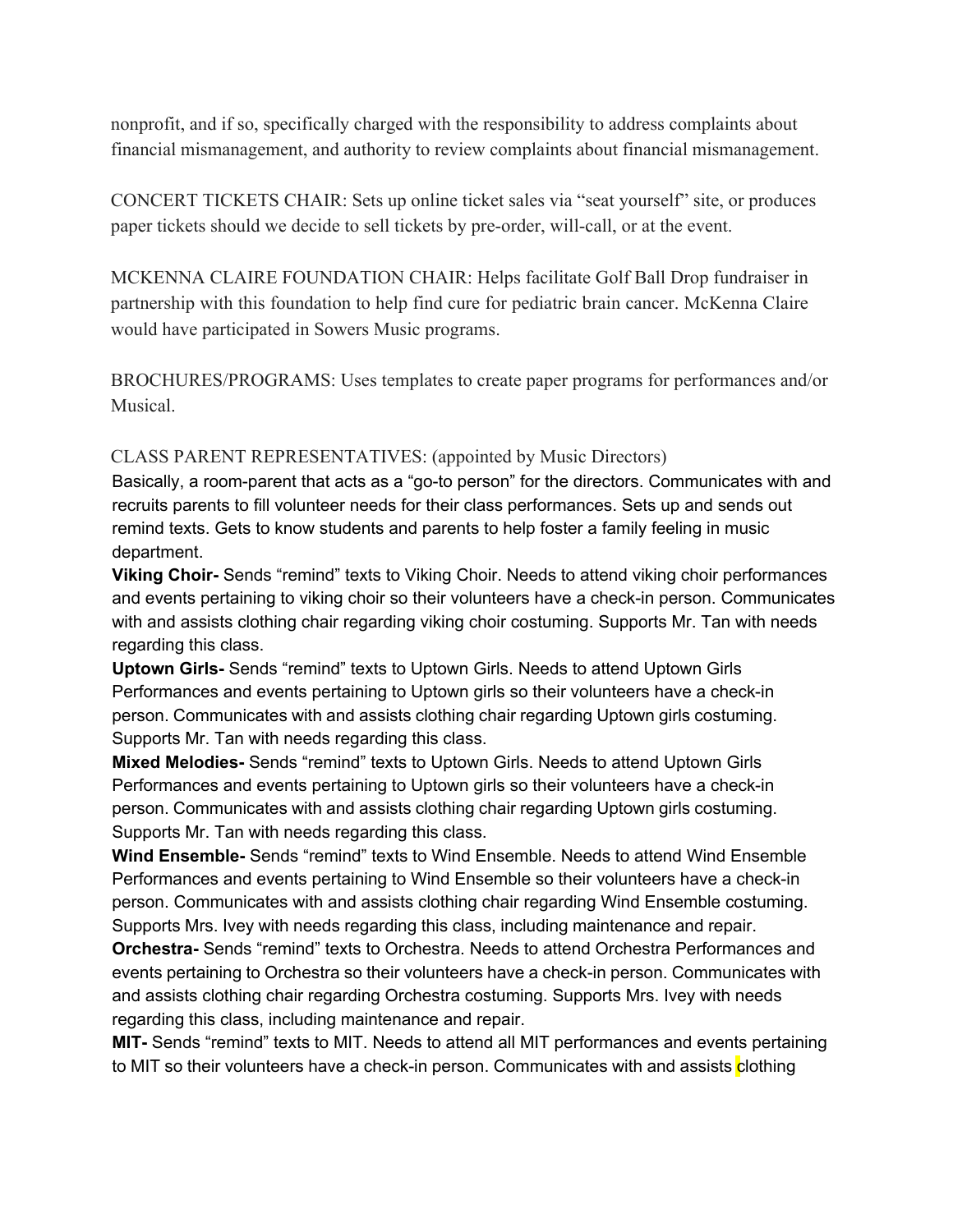nonprofit, and if so, specifically charged with the responsibility to address complaints about financial mismanagement, and authority to review complaints about financial mismanagement.

CONCERT TICKETS CHAIR: Sets up online ticket sales via "seat yourself" site, or produces paper tickets should we decide to sell tickets by pre-order, will-call, or at the event.

MCKENNA CLAIRE FOUNDATION CHAIR: Helps facilitate Golf Ball Drop fundraiser in partnership with this foundation to help find cure for pediatric brain cancer. McKenna Claire would have participated in Sowers Music programs.

BROCHURES/PROGRAMS: Uses templates to create paper programs for performances and/or Musical.

CLASS PARENT REPRESENTATIVES: (appointed by Music Directors)
Basically, a room-parent that acts as a "go-to person" for the directors. Communicates with and recruits parents to fill volunteer needs for their class performances. Sets up and sends out remind texts. Gets to know students and parents to help foster a family feeling in music department.

**Viking Choir-** Sends "remind" texts to Viking Choir. Needs to attend viking choir performances and events pertaining to viking choir so their volunteers have a check-in person. Communicates with and assists clothing chair regarding viking choir costuming. Supports Mr. Tan with needs regarding this class.

**Uptown Girls-** Sends "remind" texts to Uptown Girls. Needs to attend Uptown Girls Performances and events pertaining to Uptown girls so their volunteers have a check-in person. Communicates with and assists clothing chair regarding Uptown girls costuming. Supports Mr. Tan with needs regarding this class.

**Mixed Melodies-** Sends "remind" texts to Uptown Girls. Needs to attend Uptown Girls Performances and events pertaining to Uptown girls so their volunteers have a check-in person. Communicates with and assists clothing chair regarding Uptown girls costuming. Supports Mr. Tan with needs regarding this class.

**Wind Ensemble-** Sends "remind" texts to Wind Ensemble. Needs to attend Wind Ensemble Performances and events pertaining to Wind Ensemble so their volunteers have a check-in person. Communicates with and assists clothing chair regarding Wind Ensemble costuming. Supports Mrs. Ivey with needs regarding this class, including maintenance and repair.

**Orchestra-** Sends "remind" texts to Orchestra. Needs to attend Orchestra Performances and events pertaining to Orchestra so their volunteers have a check-in person. Communicates with and assists clothing chair regarding Orchestra costuming. Supports Mrs. Ivey with needs regarding this class, including maintenance and repair.

**MIT-** Sends "remind" texts to MIT. Needs to attend all MIT performances and events pertaining to MIT so their volunteers have a check-in person. Communicates with and assists clothing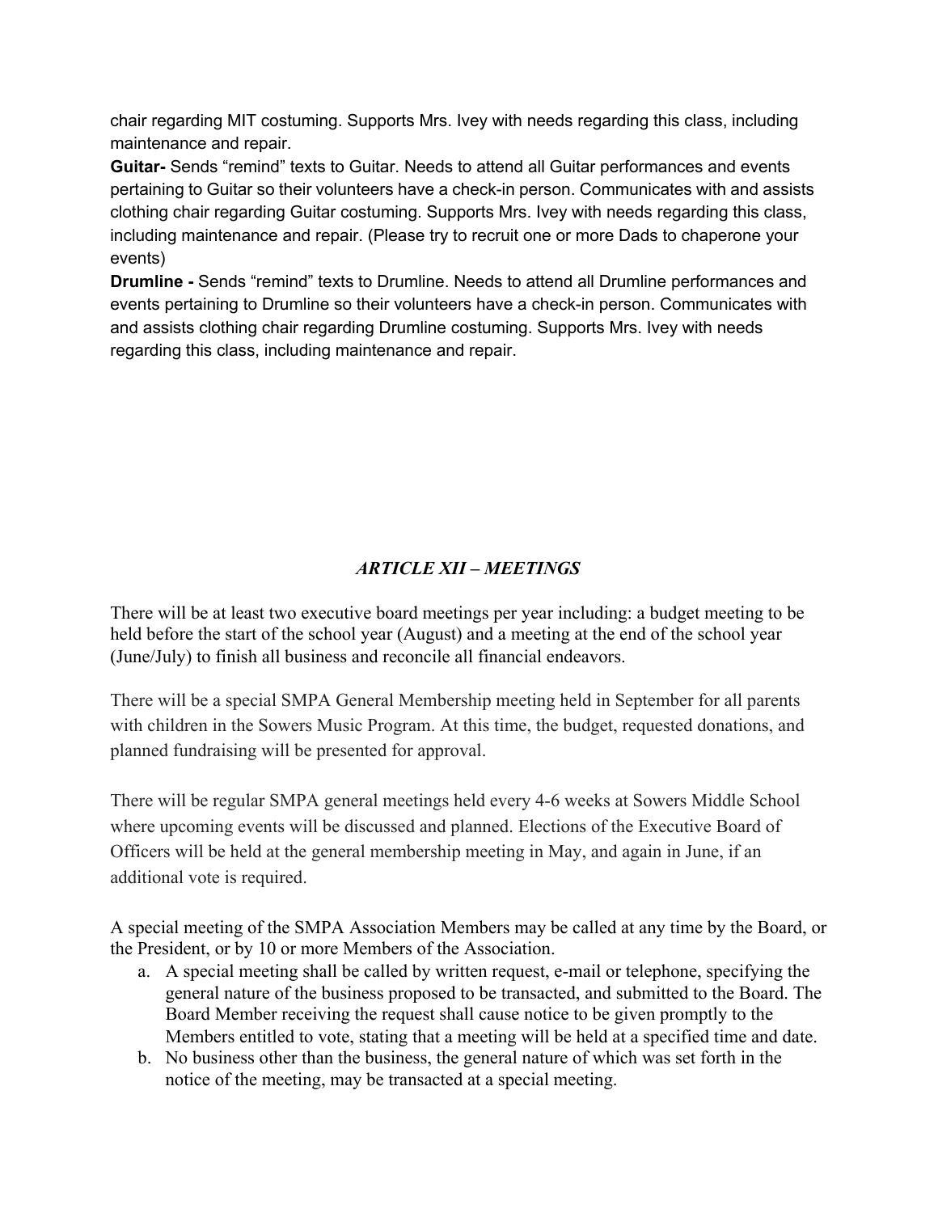chair regarding MIT costuming. Supports Mrs. Ivey with needs regarding this class, including maintenance and repair.

**Guitar-** Sends "remind" texts to Guitar. Needs to attend all Guitar performances and events pertaining to Guitar so their volunteers have a check-in person. Communicates with and assists clothing chair regarding Guitar costuming. Supports Mrs. Ivey with needs regarding this class, including maintenance and repair. (Please try to recruit one or more Dads to chaperone your events)

**Drumline -** Sends "remind" texts to Drumline. Needs to attend all Drumline performances and events pertaining to Drumline so their volunteers have a check-in person. Communicates with and assists clothing chair regarding Drumline costuming. Supports Mrs. Ivey with needs regarding this class, including maintenance and repair.

## *ARTICLE XII – MEETINGS*

There will be at least two executive board meetings per year including: a budget meeting to be held before the start of the school year (August) and a meeting at the end of the school year (June/July) to finish all business and reconcile all financial endeavors.

There will be a special SMPA General Membership meeting held in September for all parents with children in the Sowers Music Program. At this time, the budget, requested donations, and planned fundraising will be presented for approval.

There will be regular SMPA general meetings held every 4-6 weeks at Sowers Middle School where upcoming events will be discussed and planned. Elections of the Executive Board of Officers will be held at the general membership meeting in May, and again in June, if an additional vote is required.

A special meeting of the SMPA Association Members may be called at any time by the Board, or the President, or by 10 or more Members of the Association.

a. A special meeting shall be called by written request, e-mail or telephone, specifying the general nature of the business proposed to be transacted, and submitted to the Board. The Board Member receiving the request shall cause notice to be given promptly to the Members entitled to vote, stating that a meeting will be held at a specified time and date.
b. No business other than the business, the general nature of which was set forth in the notice of the meeting, may be transacted at a special meeting.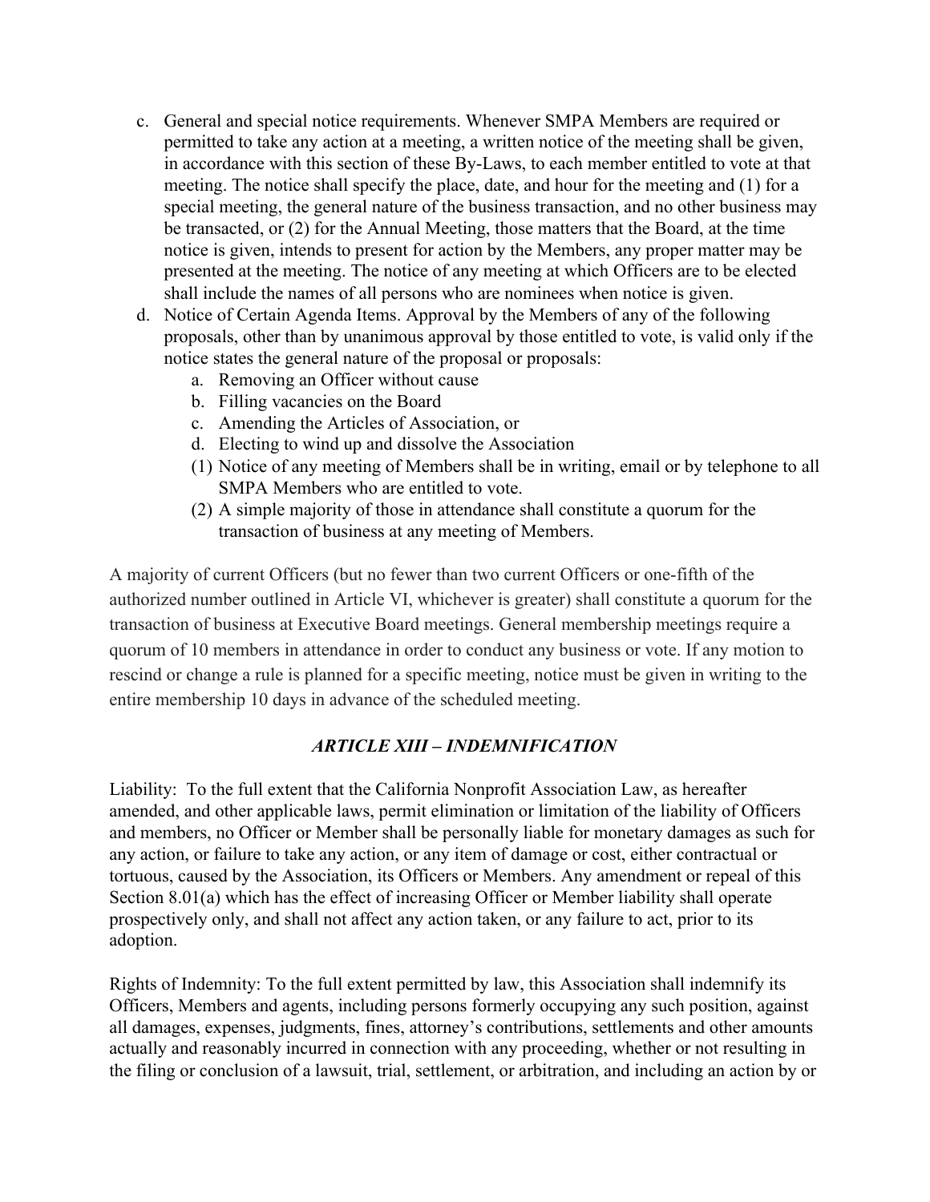c. General and special notice requirements. Whenever SMPA Members are required or permitted to take any action at a meeting, a written notice of the meeting shall be given, in accordance with this section of these By-Laws, to each member entitled to vote at that meeting. The notice shall specify the place, date, and hour for the meeting and (1) for a special meeting, the general nature of the business transaction, and no other business may be transacted, or (2) for the Annual Meeting, those matters that the Board, at the time notice is given, intends to present for action by the Members, any proper matter may be presented at the meeting. The notice of any meeting at which Officers are to be elected shall include the names of all persons who are nominees when notice is given.

d. Notice of Certain Agenda Items. Approval by the Members of any of the following proposals, other than by unanimous approval by those entitled to vote, is valid only if the notice states the general nature of the proposal or proposals:
   a. Removing an Officer without cause
   b. Filling vacancies on the Board
   c. Amending the Articles of Association, or
   d. Electing to wind up and dissolve the Association
   (1) Notice of any meeting of Members shall be in writing, email or by telephone to all SMPA Members who are entitled to vote.
   (2) A simple majority of those in attendance shall constitute a quorum for the transaction of business at any meeting of Members.

A majority of current Officers (but no fewer than two current Officers or one-fifth of the authorized number outlined in Article VI, whichever is greater) shall constitute a quorum for the transaction of business at Executive Board meetings. General membership meetings require a quorum of 10 members in attendance in order to conduct any business or vote. If any motion to rescind or change a rule is planned for a specific meeting, notice must be given in writing to the entire membership 10 days in advance of the scheduled meeting.

## *ARTICLE XIII – INDEMNIFICATION*

Liability: To the full extent that the California Nonprofit Association Law, as hereafter amended, and other applicable laws, permit elimination or limitation of the liability of Officers and members, no Officer or Member shall be personally liable for monetary damages as such for any action, or failure to take any action, or any item of damage or cost, either contractual or tortuous, caused by the Association, its Officers or Members. Any amendment or repeal of this Section 8.01(a) which has the effect of increasing Officer or Member liability shall operate prospectively only, and shall not affect any action taken, or any failure to act, prior to its adoption.

Rights of Indemnity: To the full extent permitted by law, this Association shall indemnify its Officers, Members and agents, including persons formerly occupying any such position, against all damages, expenses, judgments, fines, attorney's contributions, settlements and other amounts actually and reasonably incurred in connection with any proceeding, whether or not resulting in the filing or conclusion of a lawsuit, trial, settlement, or arbitration, and including an action by or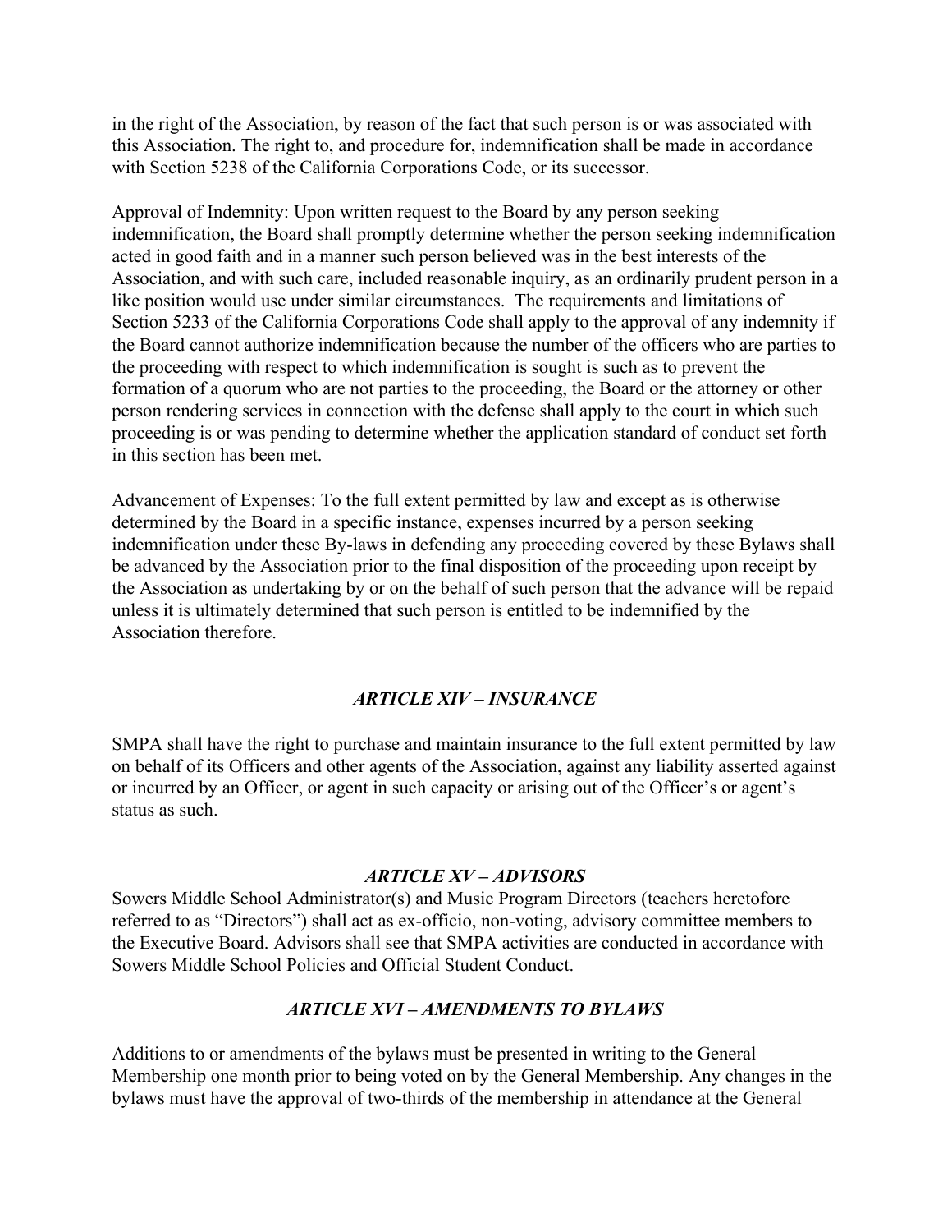in the right of the Association, by reason of the fact that such person is or was associated with this Association. The right to, and procedure for, indemnification shall be made in accordance with Section 5238 of the California Corporations Code, or its successor.

Approval of Indemnity: Upon written request to the Board by any person seeking indemnification, the Board shall promptly determine whether the person seeking indemnification acted in good faith and in a manner such person believed was in the best interests of the Association, and with such care, included reasonable inquiry, as an ordinarily prudent person in a like position would use under similar circumstances. The requirements and limitations of Section 5233 of the California Corporations Code shall apply to the approval of any indemnity if the Board cannot authorize indemnification because the number of the officers who are parties to the proceeding with respect to which indemnification is sought is such as to prevent the formation of a quorum who are not parties to the proceeding, the Board or the attorney or other person rendering services in connection with the defense shall apply to the court in which such proceeding is or was pending to determine whether the application standard of conduct set forth in this section has been met.

Advancement of Expenses: To the full extent permitted by law and except as is otherwise determined by the Board in a specific instance, expenses incurred by a person seeking indemnification under these By-laws in defending any proceeding covered by these Bylaws shall be advanced by the Association prior to the final disposition of the proceeding upon receipt by the Association as undertaking by or on the behalf of such person that the advance will be repaid unless it is ultimately determined that such person is entitled to be indemnified by the Association therefore.

### *ARTICLE XIV – INSURANCE*

SMPA shall have the right to purchase and maintain insurance to the full extent permitted by law on behalf of its Officers and other agents of the Association, against any liability asserted against or incurred by an Officer, or agent in such capacity or arising out of the Officer's or agent's status as such.

### *ARTICLE XV – ADVISORS*

Sowers Middle School Administrator(s) and Music Program Directors (teachers heretofore referred to as "Directors") shall act as ex-officio, non-voting, advisory committee members to the Executive Board. Advisors shall see that SMPA activities are conducted in accordance with Sowers Middle School Policies and Official Student Conduct.

### *ARTICLE XVI – AMENDMENTS TO BYLAWS*

Additions to or amendments of the bylaws must be presented in writing to the General Membership one month prior to being voted on by the General Membership. Any changes in the bylaws must have the approval of two-thirds of the membership in attendance at the General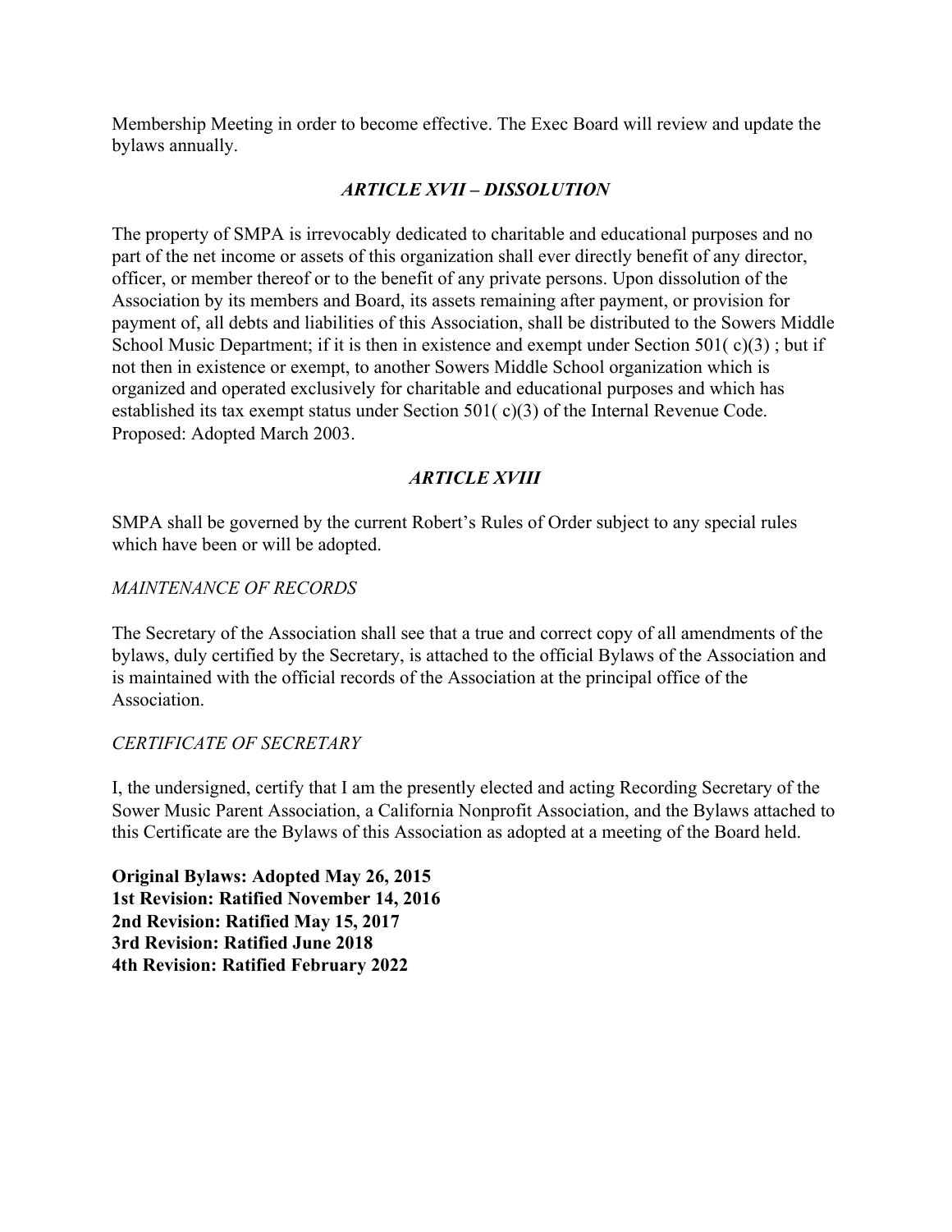Membership Meeting in order to become effective. The Exec Board will review and update the bylaws annually.

### *ARTICLE XVII – DISSOLUTION*

The property of SMPA is irrevocably dedicated to charitable and educational purposes and no part of the net income or assets of this organization shall ever directly benefit of any director, officer, or member thereof or to the benefit of any private persons. Upon dissolution of the Association by its members and Board, its assets remaining after payment, or provision for payment of, all debts and liabilities of this Association, shall be distributed to the Sowers Middle School Music Department; if it is then in existence and exempt under Section 501( c)(3) ; but if not then in existence or exempt, to another Sowers Middle School organization which is organized and operated exclusively for charitable and educational purposes and which has established its tax exempt status under Section 501( c)(3) of the Internal Revenue Code. Proposed: Adopted March 2003.

### *ARTICLE XVIII*

SMPA shall be governed by the current Robert's Rules of Order subject to any special rules which have been or will be adopted.

*MAINTENANCE OF RECORDS*

The Secretary of the Association shall see that a true and correct copy of all amendments of the bylaws, duly certified by the Secretary, is attached to the official Bylaws of the Association and is maintained with the official records of the Association at the principal office of the Association.

*CERTIFICATE OF SECRETARY*

I, the undersigned, certify that I am the presently elected and acting Recording Secretary of the Sower Music Parent Association, a California Nonprofit Association, and the Bylaws attached to this Certificate are the Bylaws of this Association as adopted at a meeting of the Board held.

**Original Bylaws: Adopted May 26, 2015**
**1st Revision: Ratified November 14, 2016**
**2nd Revision: Ratified May 15, 2017**
**3rd Revision: Ratified June 2018**
**4th Revision: Ratified February 2022**